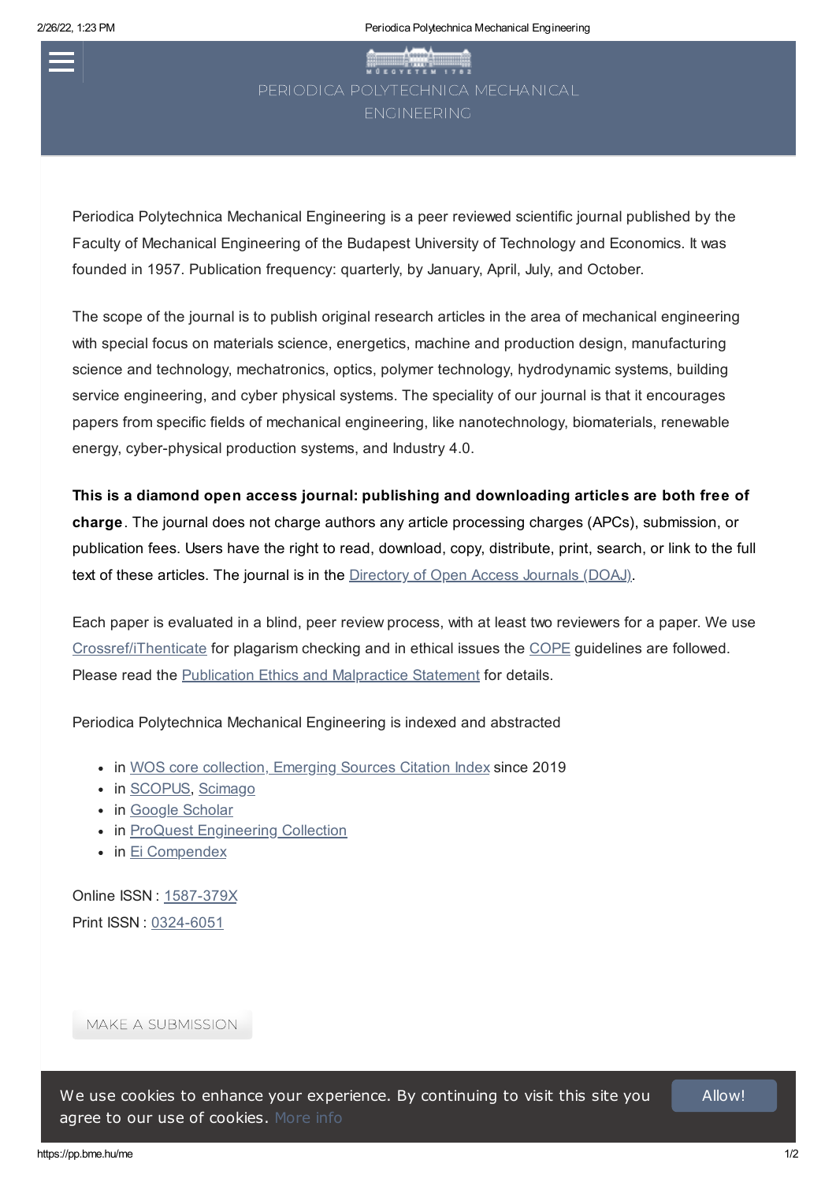# PERIODICA POLYTECHNICA MECHANICAL ENGINEERING

Periodica Polytechnica Mechanical Engineering is a peer reviewed scientific journal published by the Faculty of Mechanical Engineering of the Budapest University of Technology and Economics. It was founded in 1957. Publication frequency: quarterly, by January, April, July, and October.

The scope of the journal is to publish original research articles in the area of mechanical engineering with special focus on materials science, energetics, machine and production design, manufacturing science and technology, mechatronics, optics, polymer technology, hydrodynamic systems, building service engineering, and cyber physical systems. The speciality of our journal is that it encourages papers from specific fields of mechanical engineering, like nanotechnology, biomaterials, renewable energy, cyber-physical production systems, and Industry 4.0.

**This is a diamond open access journal: publishing and downloading articles are both free of charge**. The journal does not charge authors any article processing charges (APCs), submission, or publication fees. Users have the right to read, download, copy, distribute, print, search, or link to the full text of these articles. The journal is in the Directory of Open Access Journals (DOAJ).

Each paper is evaluated in a blind, peer review process, with at least two reviewers for a paper. We use Crossref/iThenticate for plagarism checking and in ethical issues the COPE guidelines are followed. Please read the Publication Ethics and Malpractice Statement for details.

Periodica Polytechnica Mechanical Engineering is indexed and abstracted

- in WOS core collection, Emerging Sources Citation Index since 2019
- in SCOPUS, Scimago
- in Google Scholar
- in ProQuest Engineering Collection
- in Ei Compendex

Online ISSN : 1587-379X
Print ISSN : 0324-6051

MAKE A SUBMISSION

We use cookies to enhance your experience. By continuing to visit this site you agree to our use of cookies. More info

Allow!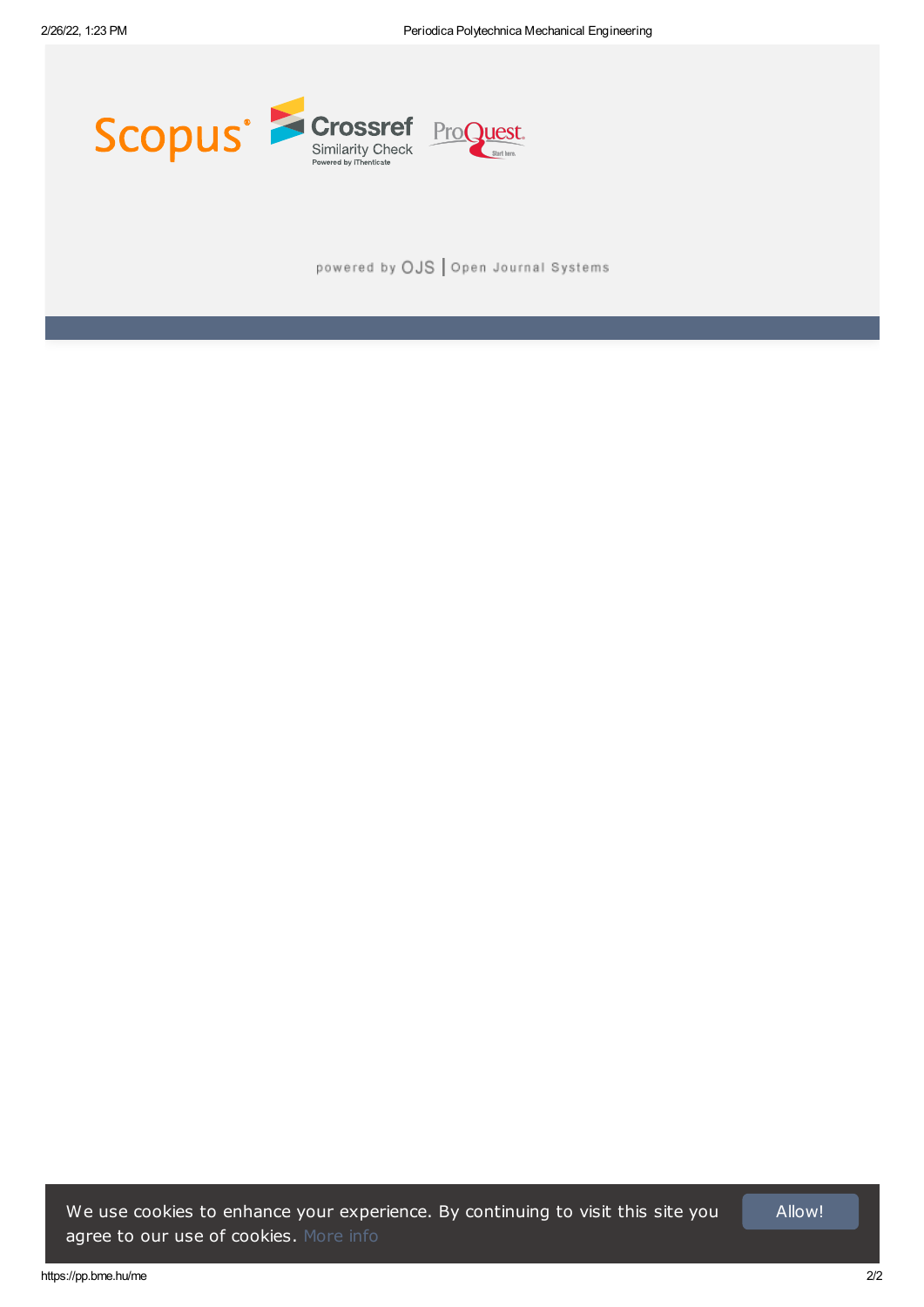Scopus Crossref Similarity Check Powered by iThenticate ProQuest Start here.

powered by OJS | Open Journal Systems

We use cookies to enhance your experience. By continuing to visit this site you agree to our use of cookies. More info

Allow!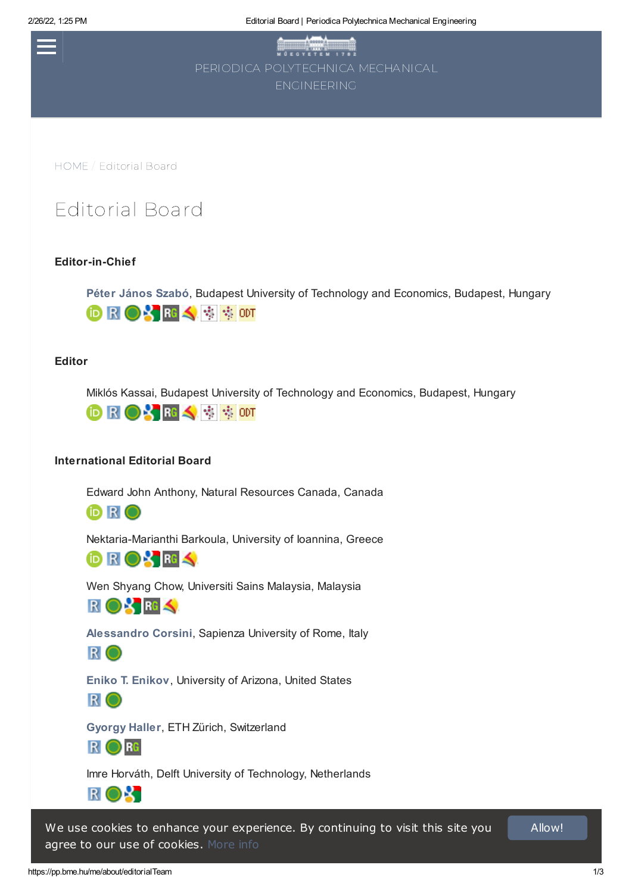PERIODICA POLYTECHNICA MECHANICAL ENGINEERING

HOME / Editorial Board

# Editorial Board

### Editor-in-Chief

**Péter János Szabó**, Budapest University of Technology and Economics, Budapest, Hungary

### Editor

Miklós Kassai, Budapest University of Technology and Economics, Budapest, Hungary

### International Editorial Board

Edward John Anthony, Natural Resources Canada, Canada

Nektaria-Marianthi Barkoula, University of Ioannina, Greece

Wen Shyang Chow, Universiti Sains Malaysia, Malaysia

**Alessandro Corsini**, Sapienza University of Rome, Italy

**Eniko T. Enikov**, University of Arizona, United States

**Gyorgy Haller**, ETH Zürich, Switzerland

Imre Horváth, Delft University of Technology, Netherlands

We use cookies to enhance your experience. By continuing to visit this site you agree to our use of cookies. More info

Allow!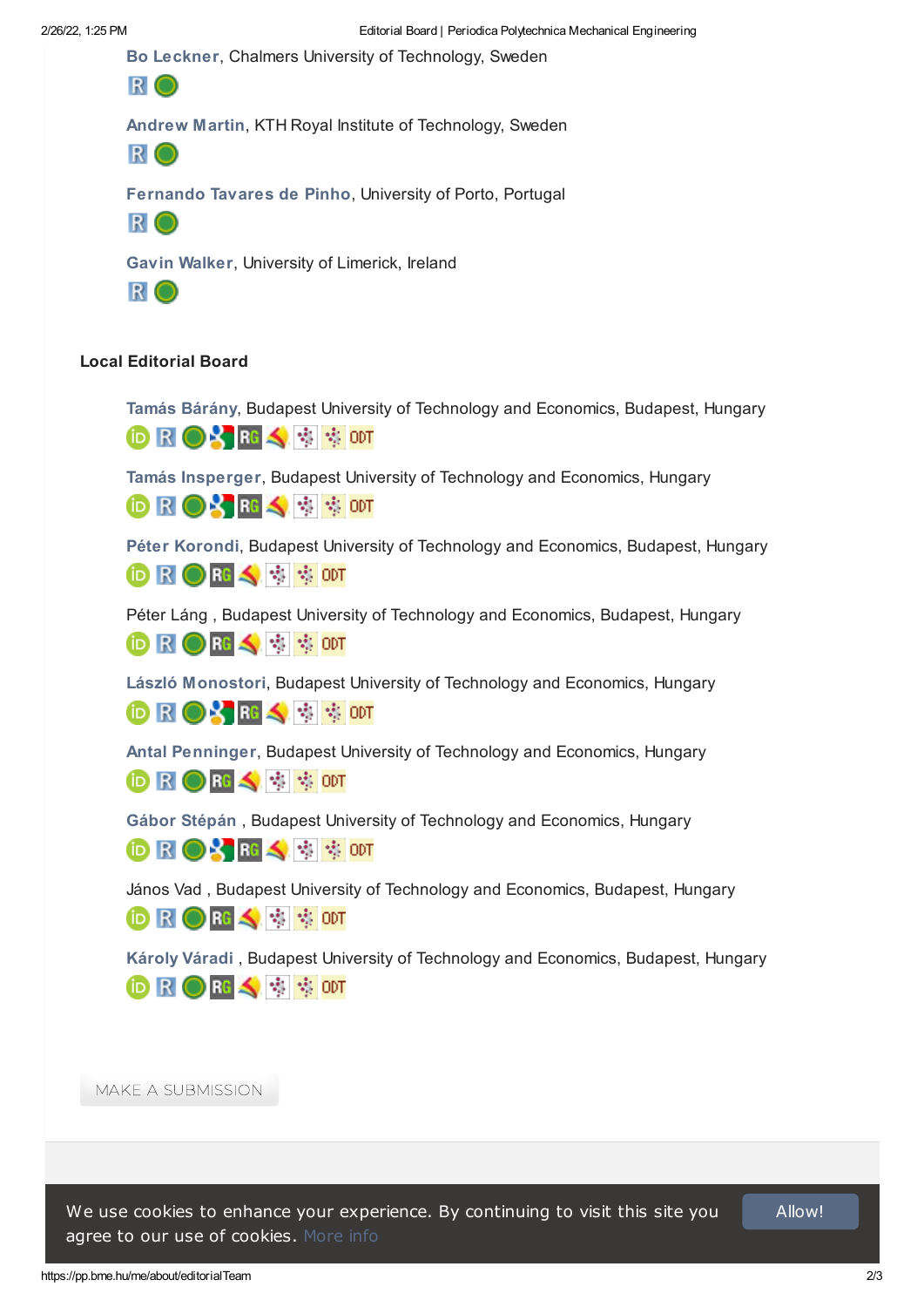**Bo Leckner**, Chalmers University of Technology, Sweden

**Andrew Martin**, KTH Royal Institute of Technology, Sweden

**Fernando Tavares de Pinho**, University of Porto, Portugal

**Gavin Walker**, University of Limerick, Ireland

## Local Editorial Board

**Tamás Bárány**, Budapest University of Technology and Economics, Budapest, Hungary

**Tamás Insperger**, Budapest University of Technology and Economics, Hungary

**Péter Korondi**, Budapest University of Technology and Economics, Budapest, Hungary

Péter Láng , Budapest University of Technology and Economics, Budapest, Hungary

**László Monostori**, Budapest University of Technology and Economics, Hungary

**Antal Penninger**, Budapest University of Technology and Economics, Hungary

**Gábor Stépán** , Budapest University of Technology and Economics, Hungary

János Vad , Budapest University of Technology and Economics, Budapest, Hungary

**Károly Váradi** , Budapest University of Technology and Economics, Budapest, Hungary

MAKE A SUBMISSION

We use cookies to enhance your experience. By continuing to visit this site you agree to our use of cookies. More info

Allow!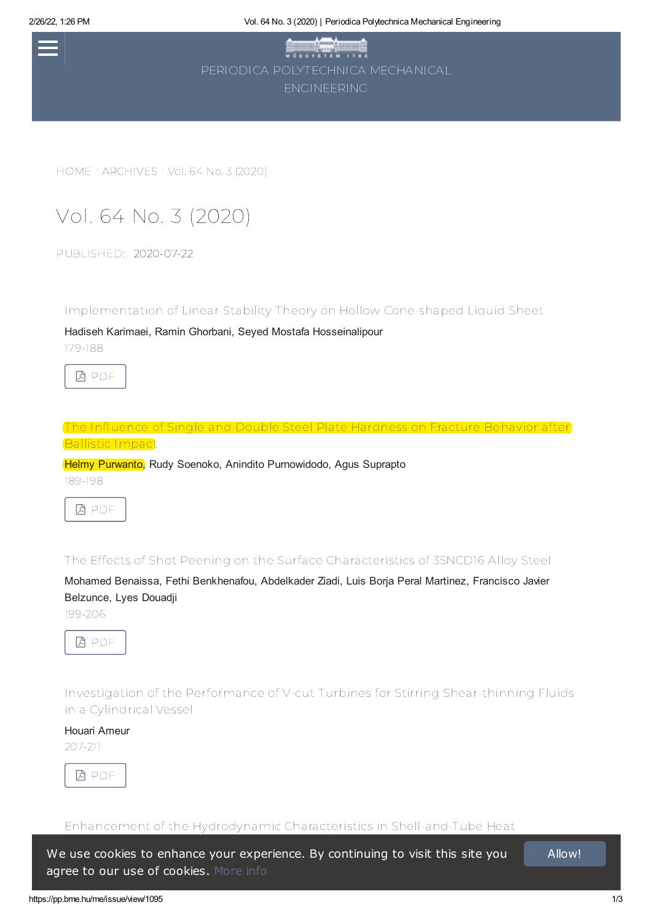# PERIODICA POLYTECHNICA MECHANICAL ENGINEERING

HOME / ARCHIVES / Vol. 64 No. 3 (2020)

# Vol. 64 No. 3 (2020)

PUBLISHED: 2020-07-22

### Implementation of Linear Stability Theory on Hollow Cone-shaped Liquid Sheet

Hadiseh Karimaei, Ramin Ghorbani, Seyed Mostafa Hosseinalipour

179-188

PDF

### The Influence of Single and Double Steel Plate Hardness on Fracture Behavior after Ballistic Impact

Helmy Purwanto, Rudy Soenoko, Anindito Purnowidodo, Agus Suprapto

189-198

PDF

### The Effects of Shot Peening on the Surface Characteristics of 35NCD16 Alloy Steel

Mohamed Benaissa, Fethi Benkhenafou, Abdelkader Ziadi, Luis Borja Peral Martinez, Francisco Javier Belzunce, Lyes Douadji

199-206

PDF

### Investigation of the Performance of V-cut Turbines for Stirring Shear-thinning Fluids in a Cylindrical Vessel

Houari Ameur

207-211

PDF

### Enhancement of the Hydrodynamic Characteristics in Shell-and-Tube Heat

We use cookies to enhance your experience. By continuing to visit this site you agree to our use of cookies. More info

Allow!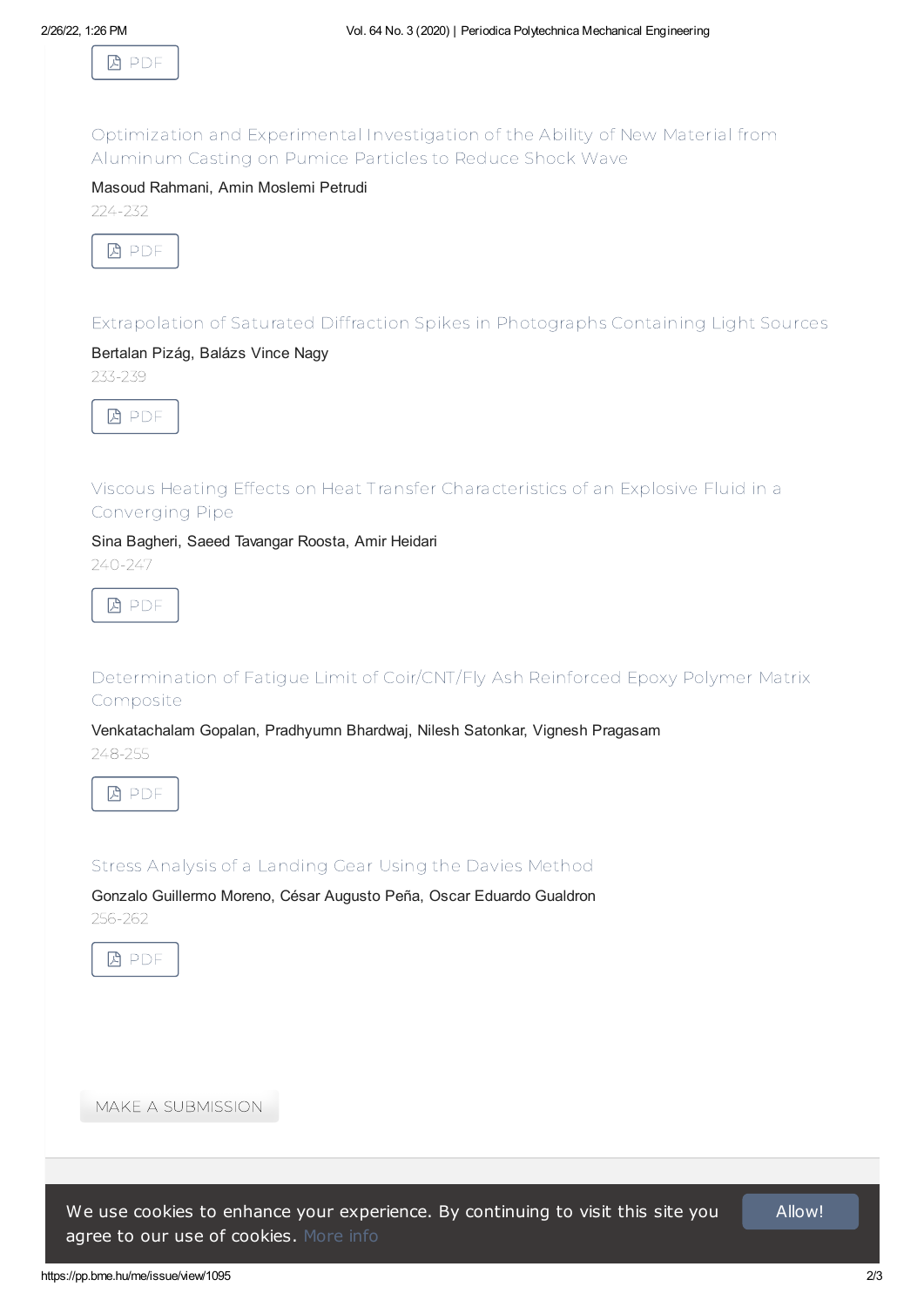PDF

## Optimization and Experimental Investigation of the Ability of New Material from Aluminum Casting on Pumice Particles to Reduce Shock Wave

Masoud Rahmani, Amin Moslemi Petrudi

224-232

PDF

## Extrapolation of Saturated Diffraction Spikes in Photographs Containing Light Sources

Bertalan Pizág, Balázs Vince Nagy

233-239

PDF

## Viscous Heating Effects on Heat Transfer Characteristics of an Explosive Fluid in a Converging Pipe

Sina Bagheri, Saeed Tavangar Roosta, Amir Heidari

240-247

PDF

## Determination of Fatigue Limit of Coir/CNT/Fly Ash Reinforced Epoxy Polymer Matrix Composite

Venkatachalam Gopalan, Pradhyumn Bhardwaj, Nilesh Satonkar, Vignesh Pragasam

248-255

PDF

## Stress Analysis of a Landing Gear Using the Davies Method

Gonzalo Guillermo Moreno, César Augusto Peña, Oscar Eduardo Gualdron

256-262

PDF

MAKE A SUBMISSION

We use cookies to enhance your experience. By continuing to visit this site you agree to our use of cookies. More info

Allow!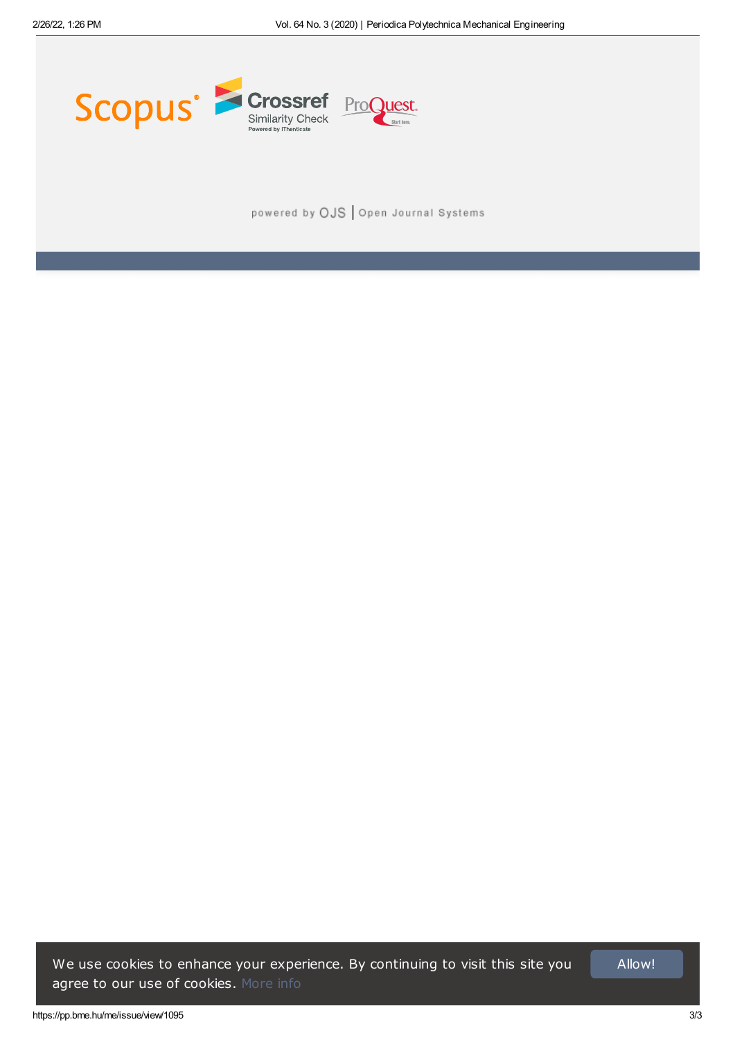Scopus

Crossref Similarity Check Powered by iThenticate

ProQuest. Start here.

powered by OJS | Open Journal Systems

We use cookies to enhance your experience. By continuing to visit this site you agree to our use of cookies. More info

Allow!